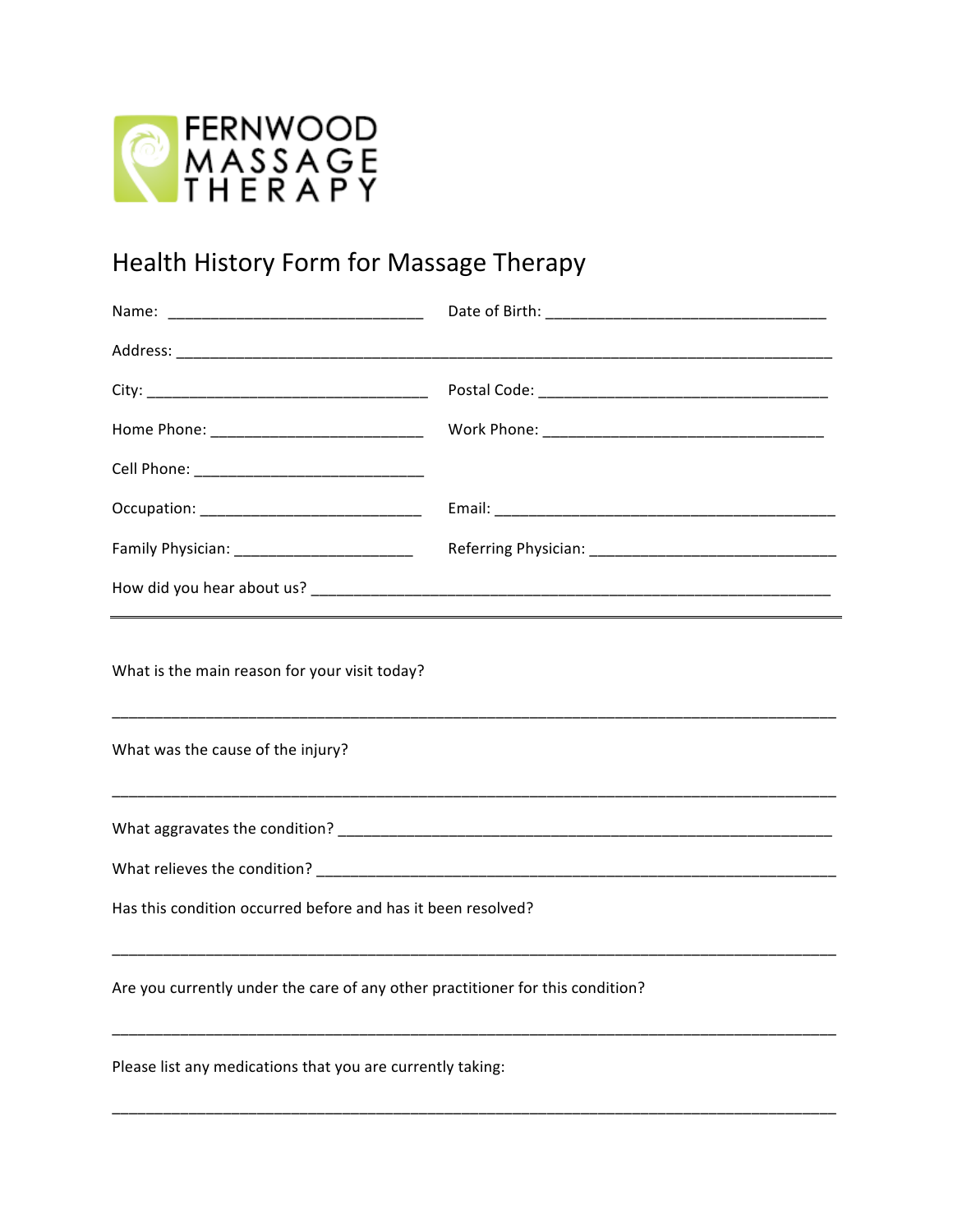FERNWOOD MASSAGE THERAPY

# Health History Form for Massage Therapy

Name: ______________________________ Date of Birth: ________________________________

Address: ____________________________________________________________________________

City: _________________________________ Postal Code: _________________________________

Home Phone: _________________________ Work Phone: _________________________________

Cell Phone: ___________________________

Occupation: __________________________ Email: ______________________________________

Family Physician: _____________________ Referring Physician: ____________________________

How did you hear about us? ___________________________________________________________

---

What is the main reason for your visit today?

_____________________________________________________________________________________

What was the cause of the injury?

_____________________________________________________________________________________

What aggravates the condition? ________________________________________________________

What relieves the condition? ___________________________________________________________

Has this condition occurred before and has it been resolved?

_____________________________________________________________________________________

Are you currently under the care of any other practitioner for this condition?

_____________________________________________________________________________________

Please list any medications that you are currently taking:

_____________________________________________________________________________________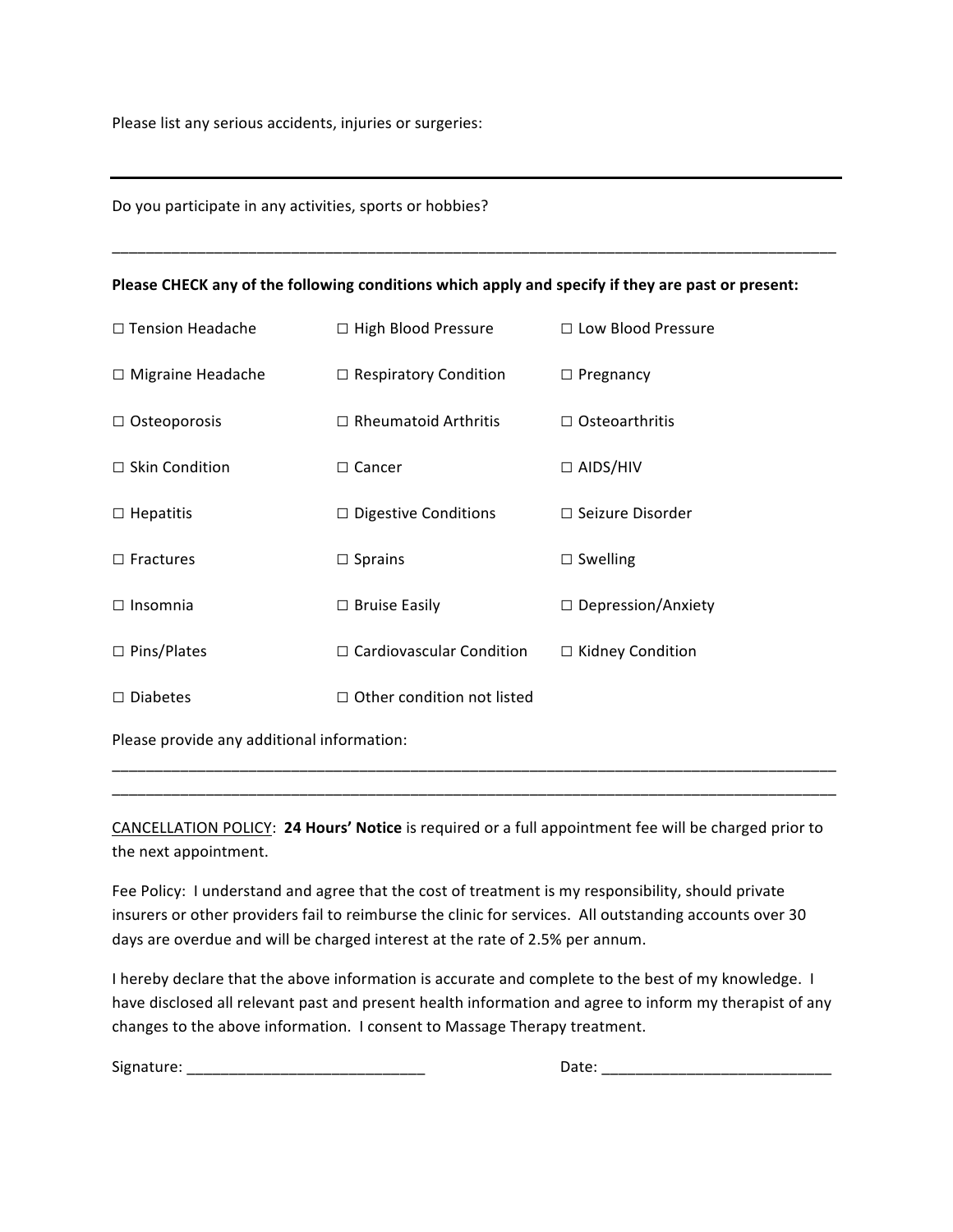Please list any serious accidents, injuries or surgeries:

---

Do you participate in any activities, sports or hobbies?

___________________________________________________________________________________________

**Please CHECK any of the following conditions which apply and specify if they are past or present:**

| | | |
|---|---|---|
| ☐ Tension Headache | ☐ High Blood Pressure | ☐ Low Blood Pressure |
| ☐ Migraine Headache | ☐ Respiratory Condition | ☐ Pregnancy |
| ☐ Osteoporosis | ☐ Rheumatoid Arthritis | ☐ Osteoarthritis |
| ☐ Skin Condition | ☐ Cancer | ☐ AIDS/HIV |
| ☐ Hepatitis | ☐ Digestive Conditions | ☐ Seizure Disorder |
| ☐ Fractures | ☐ Sprains | ☐ Swelling |
| ☐ Insomnia | ☐ Bruise Easily | ☐ Depression/Anxiety |
| ☐ Pins/Plates | ☐ Cardiovascular Condition | ☐ Kidney Condition |
| ☐ Diabetes | ☐ Other condition not listed | |

Please provide any additional information:

___________________________________________________________________________________________

___________________________________________________________________________________________

<u>CANCELLATION POLICY</u>: **24 Hours' Notice** is required or a full appointment fee will be charged prior to the next appointment.

Fee Policy: I understand and agree that the cost of treatment is my responsibility, should private insurers or other providers fail to reimburse the clinic for services. All outstanding accounts over 30 days are overdue and will be charged interest at the rate of 2.5% per annum.

I hereby declare that the above information is accurate and complete to the best of my knowledge. I have disclosed all relevant past and present health information and agree to inform my therapist of any changes to the above information. I consent to Massage Therapy treatment.

Signature: ____________________________ Date: ___________________________